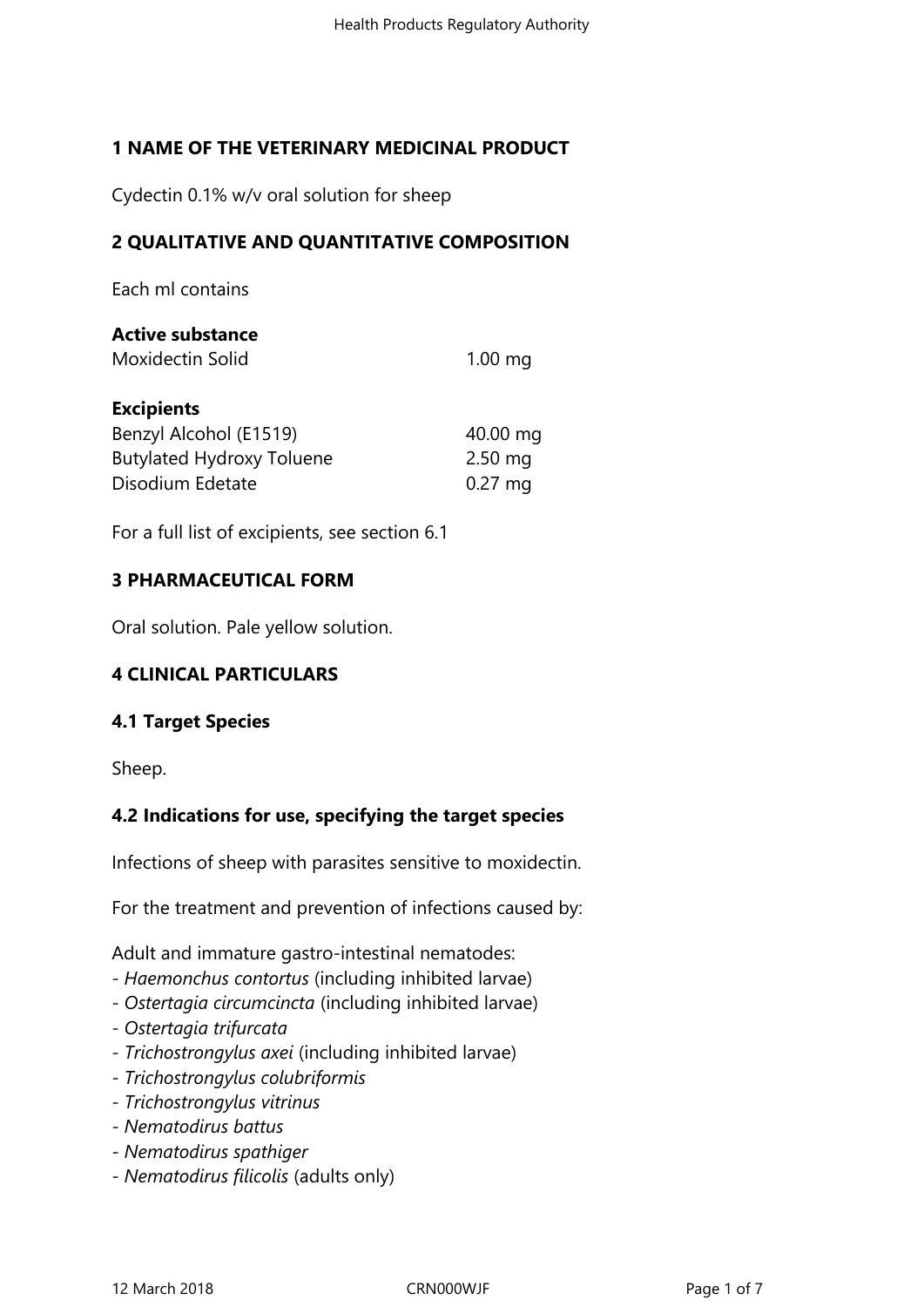## 1 NAME OF THE VETERINARY MEDICINAL PRODUCT

Cydectin 0.1% w/v oral solution for sheep

## 2 QUALITATIVE AND QUANTITATIVE COMPOSITION

Each ml contains

**Active substance**

| | |
|---|---|
| Moxidectin Solid | 1.00 mg |

**Excipients**

| | |
|---|---|
| Benzyl Alcohol (E1519) | 40.00 mg |
| Butylated Hydroxy Toluene | 2.50 mg |
| Disodium Edetate | 0.27 mg |

For a full list of excipients, see section 6.1

## 3 PHARMACEUTICAL FORM

Oral solution. Pale yellow solution.

## 4 CLINICAL PARTICULARS

### 4.1 Target Species

Sheep.

### 4.2 Indications for use, specifying the target species

Infections of sheep with parasites sensitive to moxidectin.

For the treatment and prevention of infections caused by:

Adult and immature gastro-intestinal nematodes:
- *Haemonchus contortus* (including inhibited larvae)
- *Ostertagia circumcincta* (including inhibited larvae)
- *Ostertagia trifurcata*
- *Trichostrongylus axei* (including inhibited larvae)
- *Trichostrongylus colubriformis*
- *Trichostrongylus vitrinus*
- *Nematodirus battus*
- *Nematodirus spathiger*
- *Nematodirus filicolis* (adults only)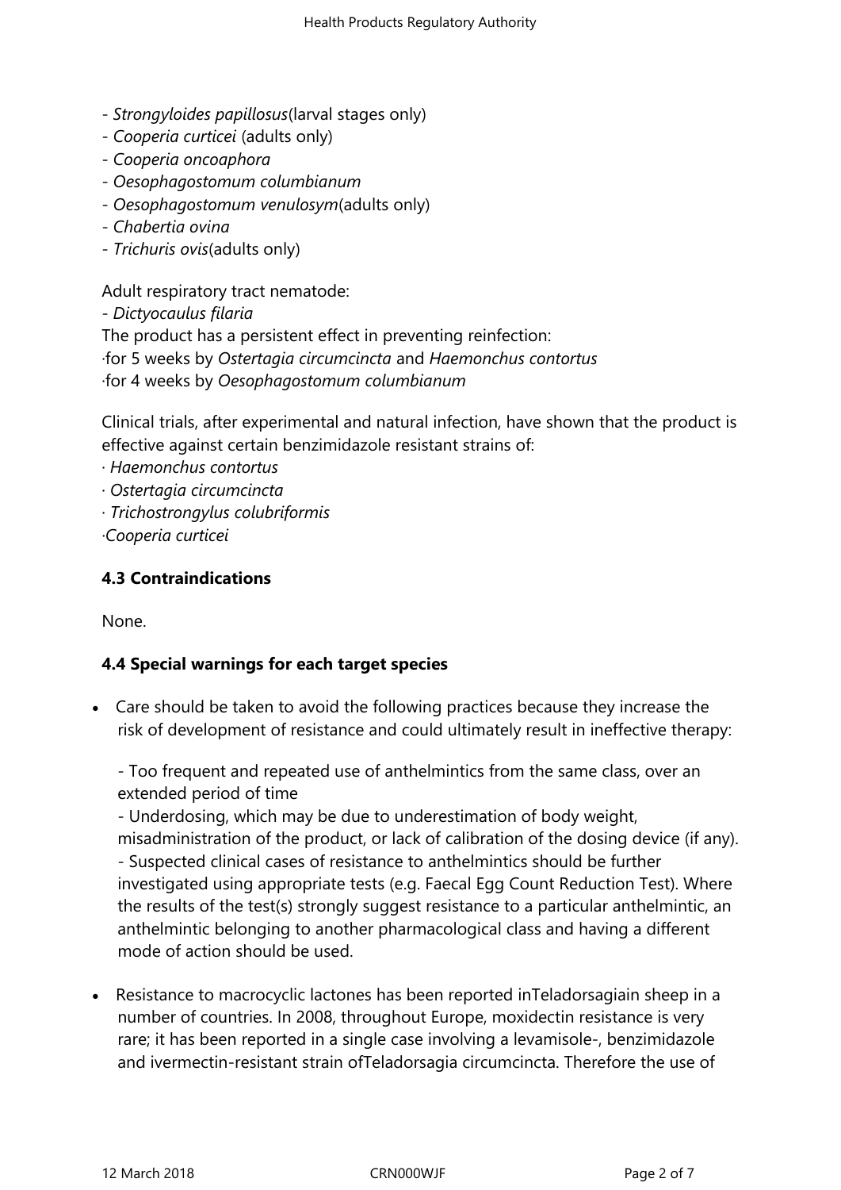- *Strongyloides papillosus*(larval stages only)
- *Cooperia curticei* (adults only)
- *Cooperia oncoaphora*
- *Oesophagostomum columbianum*
- *Oesophagostomum venulosym*(adults only)
- *Chabertia ovina*
- *Trichuris ovis*(adults only)

Adult respiratory tract nematode:
- *Dictyocaulus filaria*

The product has a persistent effect in preventing reinfection:
·for 5 weeks by *Ostertagia circumcincta* and *Haemonchus contortus*
·for 4 weeks by *Oesophagostomum columbianum*

Clinical trials, after experimental and natural infection, have shown that the product is effective against certain benzimidazole resistant strains of:
· *Haemonchus contortus*
· *Ostertagia circumcincta*
· *Trichostrongylus colubriformis*
·*Cooperia curticei*

**4.3 Contraindications**

None.

**4.4 Special warnings for each target species**

- Care should be taken to avoid the following practices because they increase the risk of development of resistance and could ultimately result in ineffective therapy:

  - Too frequent and repeated use of anthelmintics from the same class, over an extended period of time
  - Underdosing, which may be due to underestimation of body weight, misadministration of the product, or lack of calibration of the dosing device (if any).
  - Suspected clinical cases of resistance to anthelmintics should be further investigated using appropriate tests (e.g. Faecal Egg Count Reduction Test). Where the results of the test(s) strongly suggest resistance to a particular anthelmintic, an anthelmintic belonging to another pharmacological class and having a different mode of action should be used.

- Resistance to macrocyclic lactones has been reported inTeladorsagiain sheep in a number of countries. In 2008, throughout Europe, moxidectin resistance is very rare; it has been reported in a single case involving a levamisole-, benzimidazole and ivermectin-resistant strain ofTeladorsagia circumcincta. Therefore the use of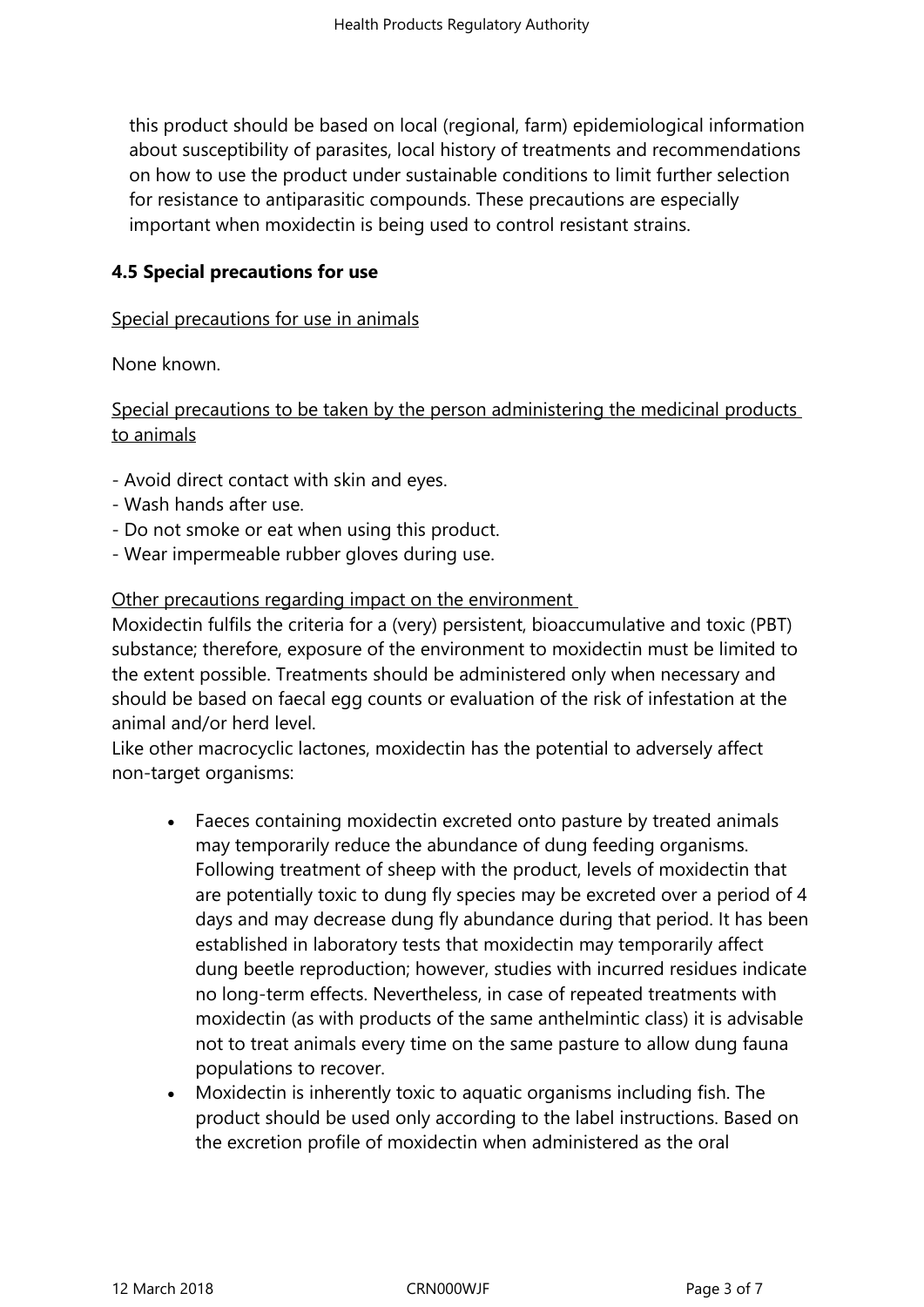this product should be based on local (regional, farm) epidemiological information about susceptibility of parasites, local history of treatments and recommendations on how to use the product under sustainable conditions to limit further selection for resistance to antiparasitic compounds. These precautions are especially important when moxidectin is being used to control resistant strains.

**4.5 Special precautions for use**

Special precautions for use in animals

None known.

Special precautions to be taken by the person administering the medicinal products to animals

- Avoid direct contact with skin and eyes.
- Wash hands after use.
- Do not smoke or eat when using this product.
- Wear impermeable rubber gloves during use.

Other precautions regarding impact on the environment

Moxidectin fulfils the criteria for a (very) persistent, bioaccumulative and toxic (PBT) substance; therefore, exposure of the environment to moxidectin must be limited to the extent possible. Treatments should be administered only when necessary and should be based on faecal egg counts or evaluation of the risk of infestation at the animal and/or herd level.

Like other macrocyclic lactones, moxidectin has the potential to adversely affect non-target organisms:

- Faeces containing moxidectin excreted onto pasture by treated animals may temporarily reduce the abundance of dung feeding organisms. Following treatment of sheep with the product, levels of moxidectin that are potentially toxic to dung fly species may be excreted over a period of 4 days and may decrease dung fly abundance during that period. It has been established in laboratory tests that moxidectin may temporarily affect dung beetle reproduction; however, studies with incurred residues indicate no long-term effects. Nevertheless, in case of repeated treatments with moxidectin (as with products of the same anthelmintic class) it is advisable not to treat animals every time on the same pasture to allow dung fauna populations to recover.
- Moxidectin is inherently toxic to aquatic organisms including fish. The product should be used only according to the label instructions. Based on the excretion profile of moxidectin when administered as the oral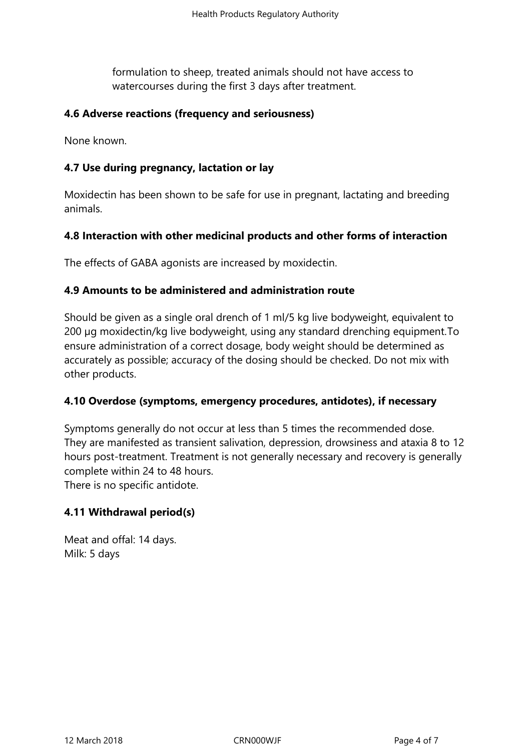formulation to sheep, treated animals should not have access to watercourses during the first 3 days after treatment.

**4.6 Adverse reactions (frequency and seriousness)**

None known.

**4.7 Use during pregnancy, lactation or lay**

Moxidectin has been shown to be safe for use in pregnant, lactating and breeding animals.

**4.8 Interaction with other medicinal products and other forms of interaction**

The effects of GABA agonists are increased by moxidectin.

**4.9 Amounts to be administered and administration route**

Should be given as a single oral drench of 1 ml/5 kg live bodyweight, equivalent to 200 µg moxidectin/kg live bodyweight, using any standard drenching equipment.To ensure administration of a correct dosage, body weight should be determined as accurately as possible; accuracy of the dosing should be checked. Do not mix with other products.

**4.10 Overdose (symptoms, emergency procedures, antidotes), if necessary**

Symptoms generally do not occur at less than 5 times the recommended dose.
They are manifested as transient salivation, depression, drowsiness and ataxia 8 to 12 hours post-treatment. Treatment is not generally necessary and recovery is generally complete within 24 to 48 hours.
There is no specific antidote.

**4.11 Withdrawal period(s)**

Meat and offal: 14 days.
Milk: 5 days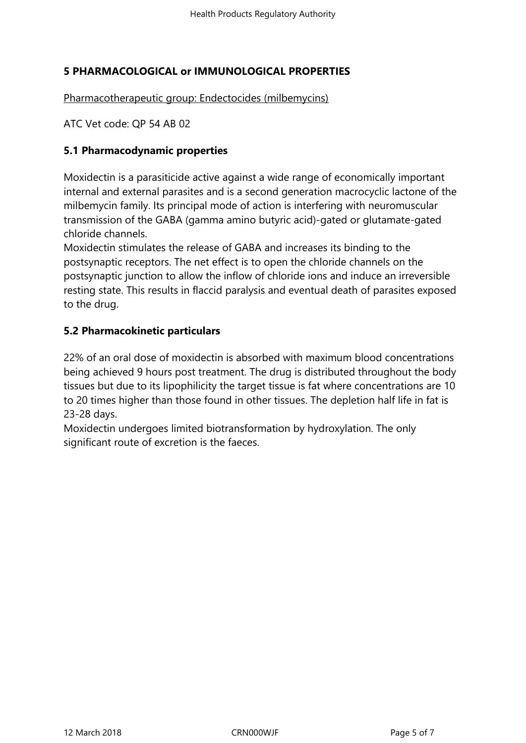## 5 PHARMACOLOGICAL or IMMUNOLOGICAL PROPERTIES

Pharmacotherapeutic group: Endectocides (milbemycins)

ATC Vet code: QP 54 AB 02

### 5.1 Pharmacodynamic properties

Moxidectin is a parasiticide active against a wide range of economically important internal and external parasites and is a second generation macrocyclic lactone of the milbemycin family. Its principal mode of action is interfering with neuromuscular transmission of the GABA (gamma amino butyric acid)-gated or glutamate-gated chloride channels.
Moxidectin stimulates the release of GABA and increases its binding to the postsynaptic receptors. The net effect is to open the chloride channels on the postsynaptic junction to allow the inflow of chloride ions and induce an irreversible resting state. This results in flaccid paralysis and eventual death of parasites exposed to the drug.

### 5.2 Pharmacokinetic particulars

22% of an oral dose of moxidectin is absorbed with maximum blood concentrations being achieved 9 hours post treatment. The drug is distributed throughout the body tissues but due to its lipophilicity the target tissue is fat where concentrations are 10 to 20 times higher than those found in other tissues. The depletion half life in fat is 23-28 days.
Moxidectin undergoes limited biotransformation by hydroxylation. The only significant route of excretion is the faeces.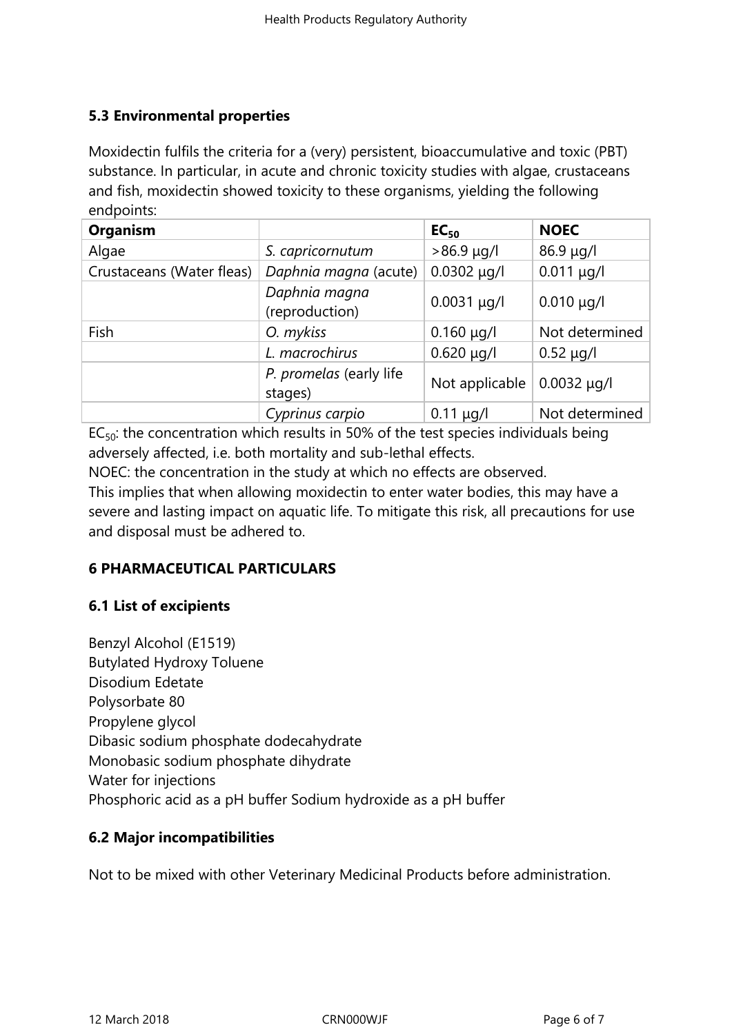### 5.3 Environmental properties

Moxidectin fulfils the criteria for a (very) persistent, bioaccumulative and toxic (PBT) substance. In particular, in acute and chronic toxicity studies with algae, crustaceans and fish, moxidectin showed toxicity to these organisms, yielding the following endpoints:

| Organism | | $EC_{50}$ | NOEC |
|---|---|---|---|
| Algae | *S. capricornutum* | >86.9 µg/l | 86.9 µg/l |
| Crustaceans (Water fleas) | *Daphnia magna* (acute) | 0.0302 µg/l | 0.011 µg/l |
| | *Daphnia magna* (reproduction) | 0.0031 µg/l | 0.010 µg/l |
| Fish | *O. mykiss* | 0.160 µg/l | Not determined |
| | *L. macrochirus* | 0.620 µg/l | 0.52 µg/l |
| | *P. promelas* (early life stages) | Not applicable | 0.0032 µg/l |
| | *Cyprinus carpio* | 0.11 µg/l | Not determined |

$EC_{50}$: the concentration which results in 50% of the test species individuals being adversely affected, i.e. both mortality and sub-lethal effects.

NOEC: the concentration in the study at which no effects are observed.

This implies that when allowing moxidectin to enter water bodies, this may have a severe and lasting impact on aquatic life. To mitigate this risk, all precautions for use and disposal must be adhered to.

## 6 PHARMACEUTICAL PARTICULARS

### 6.1 List of excipients

Benzyl Alcohol (E1519)
Butylated Hydroxy Toluene
Disodium Edetate
Polysorbate 80
Propylene glycol
Dibasic sodium phosphate dodecahydrate
Monobasic sodium phosphate dihydrate
Water for injections
Phosphoric acid as a pH buffer Sodium hydroxide as a pH buffer

### 6.2 Major incompatibilities

Not to be mixed with other Veterinary Medicinal Products before administration.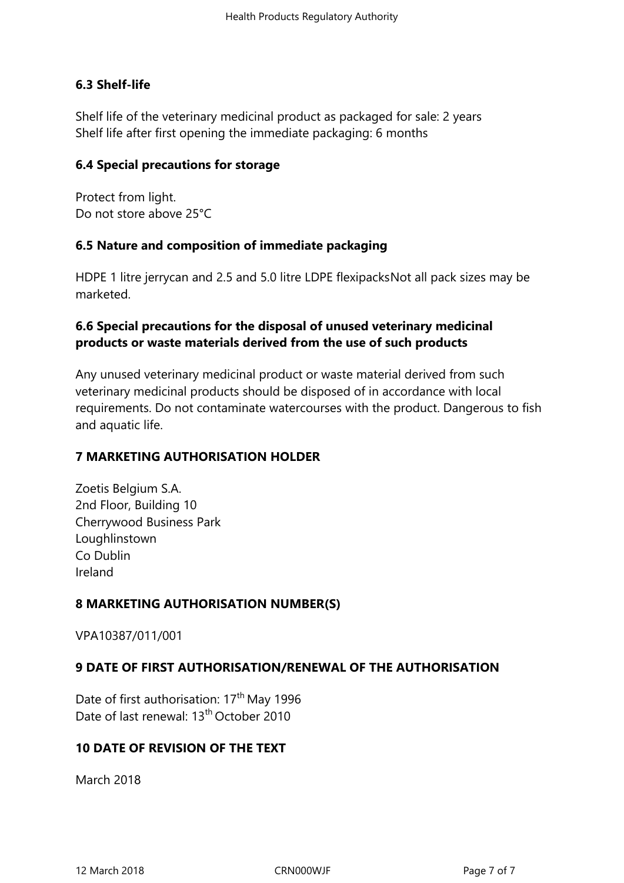## 6.3 Shelf-life

Shelf life of the veterinary medicinal product as packaged for sale: 2 years
Shelf life after first opening the immediate packaging: 6 months

## 6.4 Special precautions for storage

Protect from light.
Do not store above 25°C

## 6.5 Nature and composition of immediate packaging

HDPE 1 litre jerrycan and 2.5 and 5.0 litre LDPE flexipacksNot all pack sizes may be marketed.

## 6.6 Special precautions for the disposal of unused veterinary medicinal products or waste materials derived from the use of such products

Any unused veterinary medicinal product or waste material derived from such veterinary medicinal products should be disposed of in accordance with local requirements. Do not contaminate watercourses with the product. Dangerous to fish and aquatic life.

# 7 MARKETING AUTHORISATION HOLDER

Zoetis Belgium S.A.
2nd Floor, Building 10
Cherrywood Business Park
Loughlinstown
Co Dublin
Ireland

# 8 MARKETING AUTHORISATION NUMBER(S)

VPA10387/011/001

# 9 DATE OF FIRST AUTHORISATION/RENEWAL OF THE AUTHORISATION

Date of first authorisation: 17th May 1996
Date of last renewal: 13th October 2010

# 10 DATE OF REVISION OF THE TEXT

March 2018